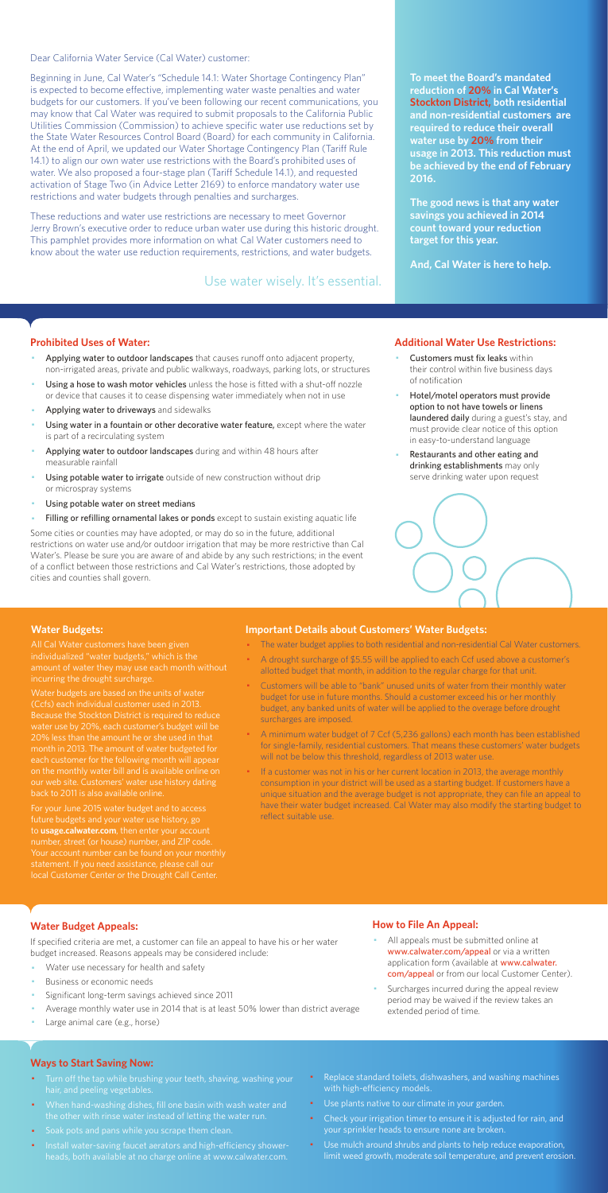Dear California Water Service (Cal Water) customer:

Beginning in June, Cal Water's "Schedule 14.1: Water Shortage Contingency Plan" is expected to become effective, implementing water waste penalties and water budgets for our customers. If you've been following our recent communications, you may know that Cal Water was required to submit proposals to the California Public Utilities Commission (Commission) to achieve specific water use reductions set by the State Water Resources Control Board (Board) for each community in California. At the end of April, we updated our Water Shortage Contingency Plan (Tariff Rule 14.1) to align our own water use restrictions with the Board's prohibited uses of water. We also proposed a four-stage plan (Tariff Schedule 14.1), and requested activation of Stage Two (in Advice Letter 2169) to enforce mandatory water use restrictions and water budgets through penalties and surcharges.

These reductions and water use restrictions are necessary to meet Governor Jerry Brown's executive order to reduce urban water use during this historic drought. This pamphlet provides more information on what Cal Water customers need to know about the water use reduction requirements, restrictions, and water budgets.

Use water wisely. It's essential.

**To meet the Board's mandated reduction of 20% in Cal Water's Stockton District, both residential and non-residential customers are required to reduce their overall water use by 20% from their usage in 2013. This reduction must be achieved by the end of February 2016.**

**The good news is that any water savings you achieved in 2014 count toward your reduction target for this year.**

**And, Cal Water is here to help.**

## Prohibited Uses of Water:

- **Applying water to outdoor landscapes** that causes runoff onto adjacent property, non-irrigated areas, private and public walkways, roadways, parking lots, or structures
- **Using a hose to wash motor vehicles** unless the hose is fitted with a shut-off nozzle or device that causes it to cease dispensing water immediately when not in use
- **Applying water to driveways** and sidewalks
- **Using water in a fountain or other decorative water feature,** except where the water is part of a recirculating system
- **Applying water to outdoor landscapes** during and within 48 hours after measurable rainfall
- **Using potable water to irrigate** outside of new construction without drip or microspray systems
- **Using potable water on street medians**
- **Filling or refilling ornamental lakes or ponds** except to sustain existing aquatic life

Some cities or counties may have adopted, or may do so in the future, additional restrictions on water use and/or outdoor irrigation that may be more restrictive than Cal Water's. Please be sure you are aware of and abide by any such restrictions; in the event of a conflict between those restrictions and Cal Water's restrictions, those adopted by cities and counties shall govern.

## Additional Water Use Restrictions:

- **Customers must fix leaks** within their control within five business days of notification
- **Hotel/motel operators must provide option to not have towels or linens laundered daily** during a guest's stay, and must provide clear notice of this option in easy-to-understand language
- **Restaurants and other eating and drinking establishments** may only serve drinking water upon request

## Water Budgets:

All Cal Water customers have been given individualized "water budgets," which is the amount of water they may use each month without incurring the drought surcharge.

Water budgets are based on the units of water (Ccfs) each individual customer used in 2013. Because the Stockton District is required to reduce water use by 20%, each customer's budget will be 20% less than the amount he or she used in that month in 2013. The amount of water budgeted for each customer for the following month will appear on the monthly water bill and is available online on our web site. Customers' water use history dating back to 2011 is also available online.

For your June 2015 water budget and to access future budgets and your water use history, go to **usage.calwater.com**, then enter your account number, street (or house) number, and ZIP code. Your account number can be found on your monthly statement. If you need assistance, please call our local Customer Center or the Drought Call Center.

## Important Details about Customers' Water Budgets:

- The water budget applies to both residential and non-residential Cal Water customers.
- A drought surcharge of $5.55 will be applied to each Ccf used above a customer's allotted budget that month, in addition to the regular charge for that unit.
- Customers will be able to "bank" unused units of water from their monthly water budget for use in future months. Should a customer exceed his or her monthly budget, any banked units of water will be applied to the overage before drought surcharges are imposed.
- A minimum water budget of 7 Ccf (5,236 gallons) each month has been established for single-family, residential customers. That means these customers' water budgets will not be below this threshold, regardless of 2013 water use.
- If a customer was not in his or her current location in 2013, the average monthly consumption in your district will be used as a starting budget. If customers have a unique situation and the average budget is not appropriate, they can file an appeal to have their water budget increased. Cal Water may also modify the starting budget to reflect suitable use.

## Water Budget Appeals:

If specified criteria are met, a customer can file an appeal to have his or her water budget increased. Reasons appeals may be considered include:

- Water use necessary for health and safety
- Business or economic needs
- Significant long-term savings achieved since 2011
- Average monthly water use in 2014 that is at least 50% lower than district average
- Large animal care (e.g., horse)

## How to File An Appeal:

- All appeals must be submitted online at www.calwater.com/appeal or via a written application form (available at www.calwater.com/appeal or from our local Customer Center).
- Surcharges incurred during the appeal review period may be waived if the review takes an extended period of time.

## Ways to Start Saving Now:

- Turn off the tap while brushing your teeth, shaving, washing your hair, and peeling vegetables.
- When hand-washing dishes, fill one basin with wash water and the other with rinse water instead of letting the water run.
- Soak pots and pans while you scrape them clean.
- Install water-saving faucet aerators and high-efficiency showerheads, both available at no charge online at www.calwater.com.
- Replace standard toilets, dishwashers, and washing machines with high-efficiency models.
- Use plants native to our climate in your garden.
- Check your irrigation timer to ensure it is adjusted for rain, and your sprinkler heads to ensure none are broken.
- Use mulch around shrubs and plants to help reduce evaporation, limit weed growth, moderate soil temperature, and prevent erosion.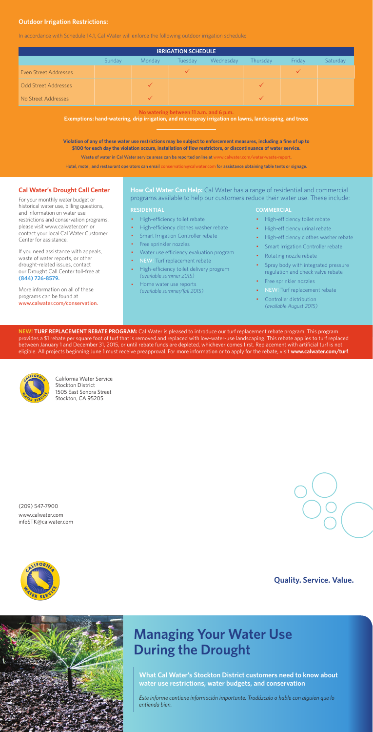### Outdoor Irrigation Restrictions:

In accordance with Schedule 14.1, Cal Water will enforce the following outdoor irrigation schedule:

| IRRIGATION SCHEDULE | | | | | | | |
|---|---|---|---|---|---|---|---|
| | Sunday | Monday | Tuesday | Wednesday | Thursday | Friday | Saturday |
| Even Street Addresses | | | ✓ | | | ✓ | |
| Odd Street Addresses | | ✓ | | | ✓ | | |
| No Street Addresses | | ✓ | | | ✓ | | |

**No watering between 11 a.m. and 6 p.m.**
**Exemptions: hand-watering, drip irrigation, and microspray irrigation on lawns, landscaping, and trees**

**Violation of any of these water use restrictions may be subject to enforcement measures, including a fine of up to $100 for each day the violation occurs, installation of flow restrictors, or discontinuance of water service.**

Waste of water in Cal Water service areas can be reported online at www.calwater.com/water-waste-report.

Hotel, motel, and restaurant operators can email conservation@calwater.com for assistance obtaining table tents or signage.

### Cal Water's Drought Call Center

For your monthly water budget or historical water use, billing questions, and information on water use restrictions and conservation programs, please visit www.calwater.com or contact your local Cal Water Customer Center for assistance.

If you need assistance with appeals, waste of water reports, or other drought-related issues, contact our Drought Call Center toll-free at **(844) 726-8579.**

More information on all of these programs can be found at www.calwater.com/conservation.

**How Cal Water Can Help:** Cal Water has a range of residential and commercial programs available to help our customers reduce their water use. These include:

**RESIDENTIAL**

- High-efficiency toilet rebate
- High-efficiency clothes washer rebate
- Smart Irrigation Controller rebate
- Free sprinkler nozzles
- Water use efficiency evaluation program
- NEW! Turf replacement rebate
- High-efficiency toilet delivery program *(available summer 2015)*
- Home water use reports *(available summer/fall 2015)*

**COMMERCIAL**

- High-efficiency toilet rebate
- High-efficiency urinal rebate
- High-efficiency clothes washer rebate
- Smart Irrigation Controller rebate
- Rotating nozzle rebate
- Spray body with integrated pressure regulation and check valve rebate
- Free sprinkler nozzles
- NEW! Turf replacement rebate
- Controller distribution *(available August 2015)*

**NEW! TURF REPLACEMENT REBATE PROGRAM:** Cal Water is pleased to introduce our turf replacement rebate program. This program provides a $1 rebate per square foot of turf that is removed and replaced with low-water-use landscaping. This rebate applies to turf replaced between January 1 and December 31, 2015, or until rebate funds are depleted, whichever comes first. Replacement with artificial turf is not eligible. All projects beginning June 1 must receive preapproval. For more information or to apply for the rebate, visit **www.calwater.com/turf**.

California Water Service
Stockton District
1505 East Sonora Street
Stockton, CA 95205

(209) 547-7900
www.calwater.com
infoSTK@calwater.com

**Quality. Service. Value.**

# Managing Your Water Use During the Drought

**What Cal Water's Stockton District customers need to know about water use restrictions, water budgets, and conservation**

*Este informe contiene información importante. Tradúzcalo o hable con alguien que lo entienda bien.*